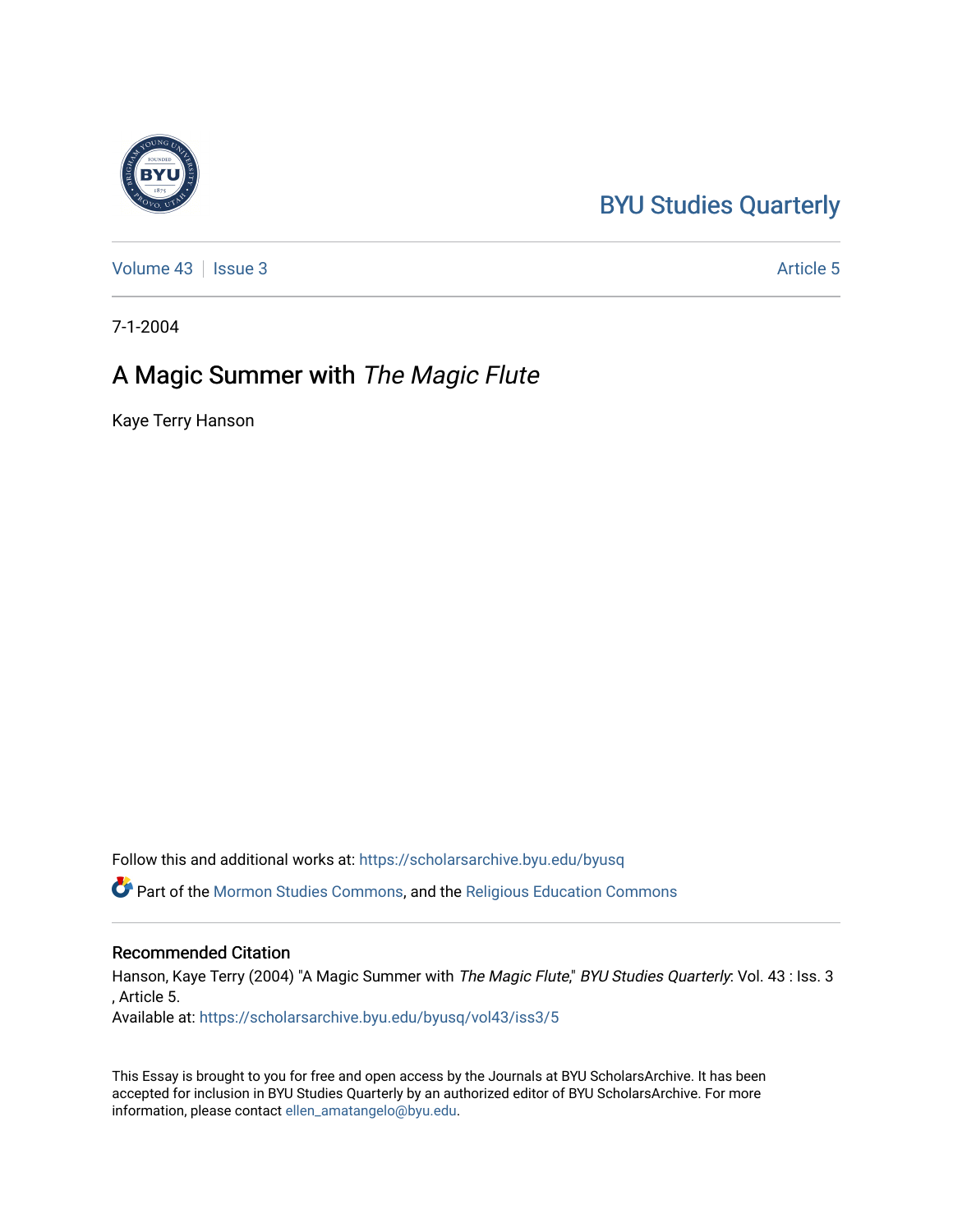BYU Studies Quarterly

Volume 43 | Issue 3 | Article 5

7-1-2004

# A Magic Summer with *The Magic Flute*

Kaye Terry Hanson

Follow this and additional works at: https://scholarsarchive.byu.edu/byusq

Part of the Mormon Studies Commons, and the Religious Education Commons

## Recommended Citation

Hanson, Kaye Terry (2004) "A Magic Summer with *The Magic Flute*," *BYU Studies Quarterly*: Vol. 43 : Iss. 3 , Article 5.
Available at: https://scholarsarchive.byu.edu/byusq/vol43/iss3/5

This Essay is brought to you for free and open access by the Journals at BYU ScholarsArchive. It has been accepted for inclusion in BYU Studies Quarterly by an authorized editor of BYU ScholarsArchive. For more information, please contact ellen_amatangelo@byu.edu.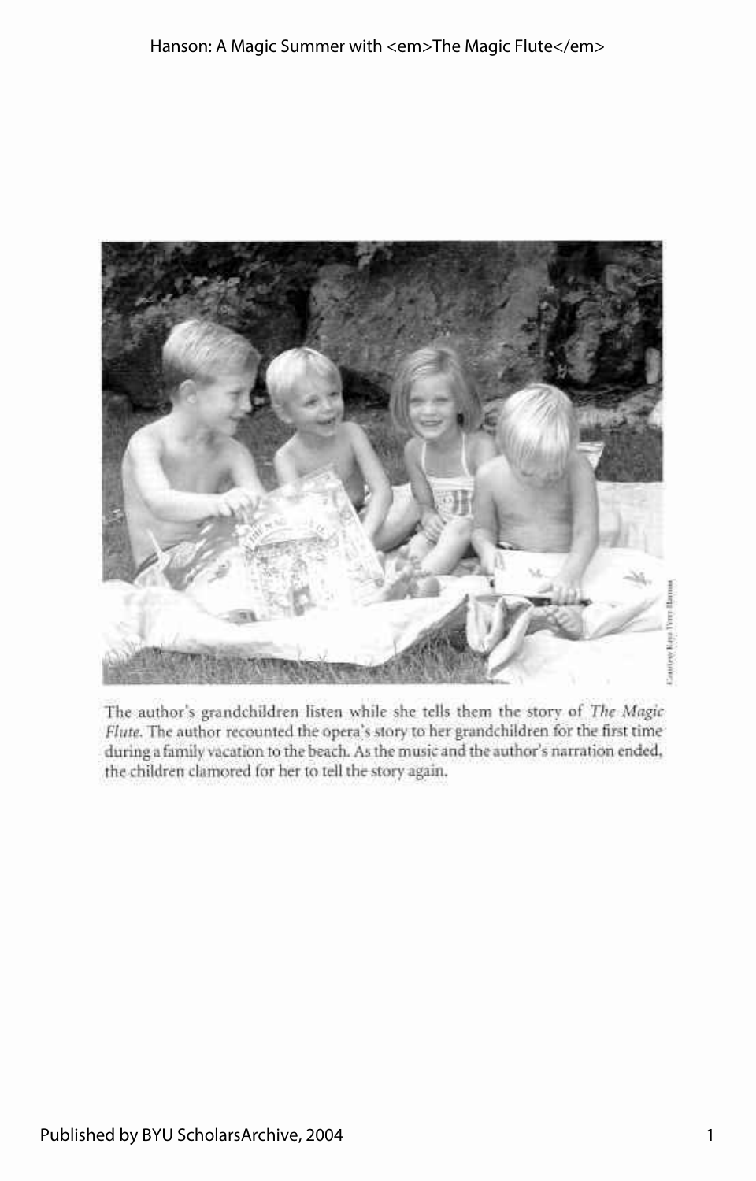The author's grandchildren listen while she tells them the story of *The Magic Flute*. The author recounted the opera's story to her grandchildren for the first time during a family vacation to the beach. As the music and the author's narration ended, the children clamored for her to tell the story again.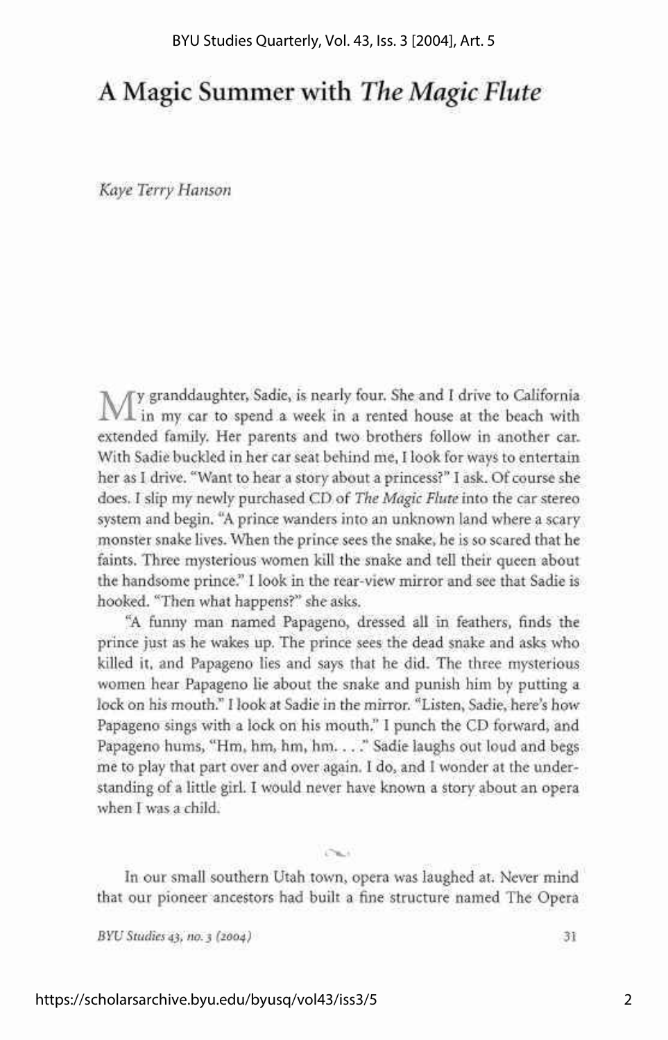# A Magic Summer with *The Magic Flute*

*Kaye Terry Hanson*

My granddaughter, Sadie, is nearly four. She and I drive to California in my car to spend a week in a rented house at the beach with extended family. Her parents and two brothers follow in another car. With Sadie buckled in her car seat behind me, I look for ways to entertain her as I drive. "Want to hear a story about a princess?" I ask. Of course she does. I slip my newly purchased CD of *The Magic Flute* into the car stereo system and begin. "A prince wanders into an unknown land where a scary monster snake lives. When the prince sees the snake, he is so scared that he faints. Three mysterious women kill the snake and tell their queen about the handsome prince." I look in the rear-view mirror and see that Sadie is hooked. "Then what happens?" she asks.

"A funny man named Papageno, dressed all in feathers, finds the prince just as he wakes up. The prince sees the dead snake and asks who killed it, and Papageno lies and says that he did. The three mysterious women hear Papageno lie about the snake and punish him by putting a lock on his mouth." I look at Sadie in the mirror. "Listen, Sadie, here's how Papageno sings with a lock on his mouth." I punch the CD forward, and Papageno hums, "Hm, hm, hm, hm. . . ." Sadie laughs out loud and begs me to play that part over and over again. I do, and I wonder at the understanding of a little girl. I would never have known a story about an opera when I was a child.

~

In our small southern Utah town, opera was laughed at. Never mind that our pioneer ancestors had built a fine structure named The Opera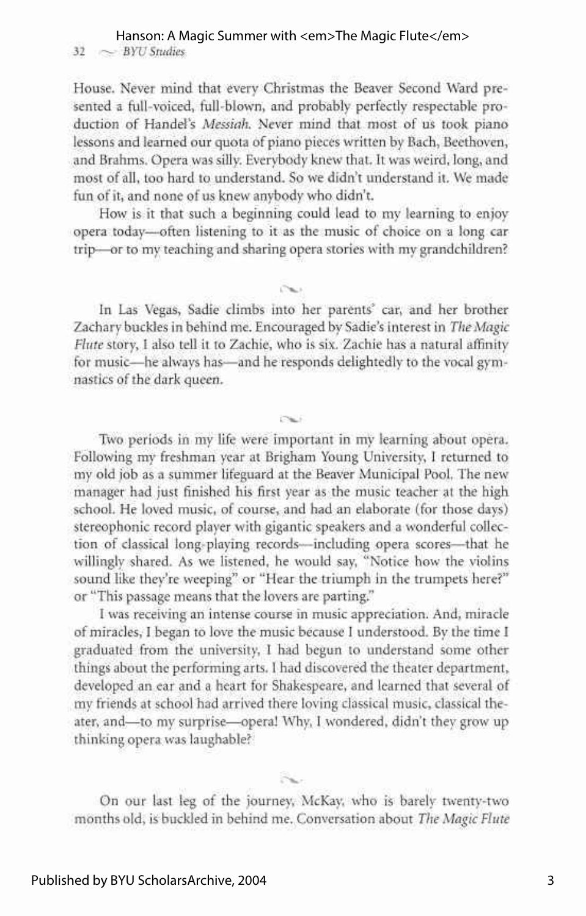House. Never mind that every Christmas the Beaver Second Ward presented a full-voiced, full-blown, and probably perfectly respectable production of Handel's *Messiah*. Never mind that most of us took piano lessons and learned our quota of piano pieces written by Bach, Beethoven, and Brahms. Opera was silly. Everybody knew that. It was weird, long, and most of all, too hard to understand. So we didn't understand it. We made fun of it, and none of us knew anybody who didn't.

How is it that such a beginning could lead to my learning to enjoy opera today—often listening to it as the music of choice on a long car trip—or to my teaching and sharing opera stories with my grandchildren?

~

In Las Vegas, Sadie climbs into her parents' car, and her brother Zachary buckles in behind me. Encouraged by Sadie's interest in *The Magic Flute* story, I also tell it to Zachie, who is six. Zachie has a natural affinity for music—he always has—and he responds delightedly to the vocal gymnastics of the dark queen.

~

Two periods in my life were important in my learning about opera. Following my freshman year at Brigham Young University, I returned to my old job as a summer lifeguard at the Beaver Municipal Pool. The new manager had just finished his first year as the music teacher at the high school. He loved music, of course, and had an elaborate (for those days) stereophonic record player with gigantic speakers and a wonderful collection of classical long-playing records—including opera scores—that he willingly shared. As we listened, he would say, "Notice how the violins sound like they're weeping" or "Hear the triumph in the trumpets here?" or "This passage means that the lovers are parting."

I was receiving an intense course in music appreciation. And, miracle of miracles, I began to love the music because I understood. By the time I graduated from the university, I had begun to understand some other things about the performing arts. I had discovered the theater department, developed an ear and a heart for Shakespeare, and learned that several of my friends at school had arrived there loving classical music, classical theater, and—to my surprise—opera! Why, I wondered, didn't they grow up thinking opera was laughable?

~

On our last leg of the journey, McKay, who is barely twenty-two months old, is buckled in behind me. Conversation about *The Magic Flute*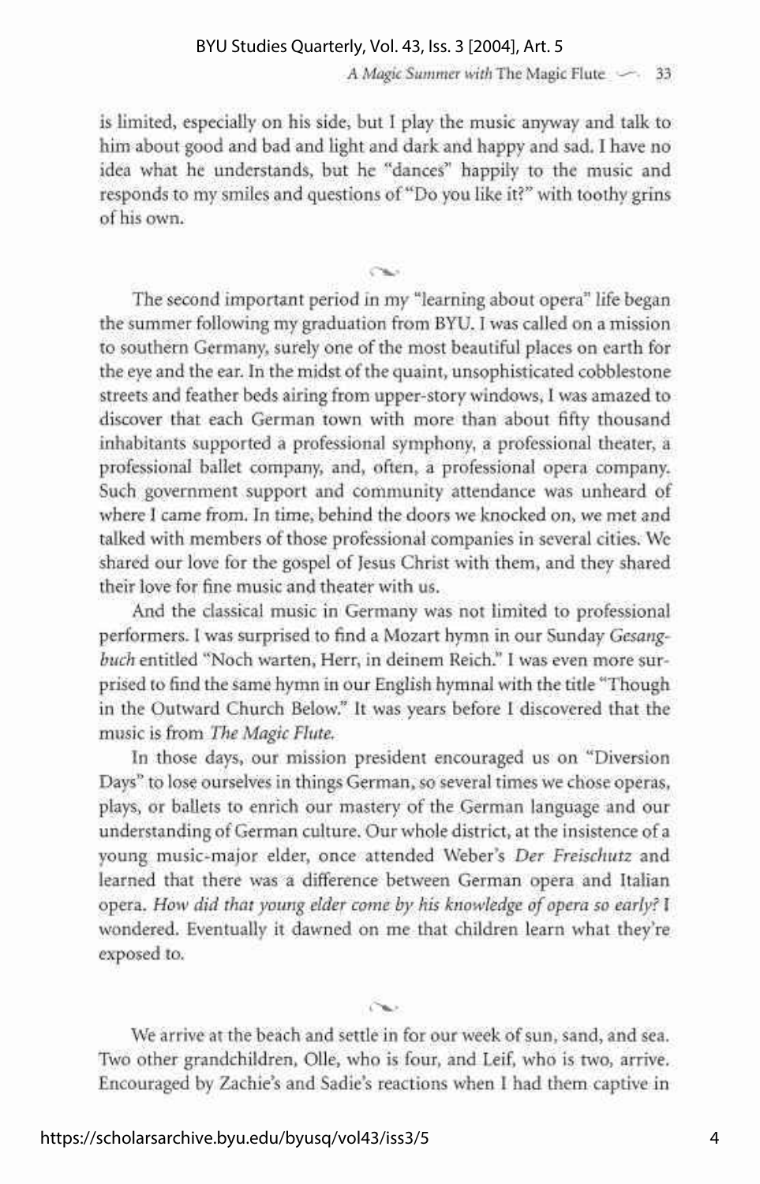is limited, especially on his side, but I play the music anyway and talk to him about good and bad and light and dark and happy and sad. I have no idea what he understands, but he "dances" happily to the music and responds to my smiles and questions of "Do you like it?" with toothy grins of his own.

~

The second important period in my "learning about opera" life began the summer following my graduation from BYU. I was called on a mission to southern Germany, surely one of the most beautiful places on earth for the eye and the ear. In the midst of the quaint, unsophisticated cobblestone streets and feather beds airing from upper-story windows, I was amazed to discover that each German town with more than about fifty thousand inhabitants supported a professional symphony, a professional theater, a professional ballet company, and, often, a professional opera company. Such government support and community attendance was unheard of where I came from. In time, behind the doors we knocked on, we met and talked with members of those professional companies in several cities. We shared our love for the gospel of Jesus Christ with them, and they shared their love for fine music and theater with us.

And the classical music in Germany was not limited to professional performers. I was surprised to find a Mozart hymn in our Sunday *Gesangbuch* entitled "Noch warten, Herr, in deinem Reich." I was even more surprised to find the same hymn in our English hymnal with the title "Though in the Outward Church Below." It was years before I discovered that the music is from *The Magic Flute*.

In those days, our mission president encouraged us on "Diversion Days" to lose ourselves in things German, so several times we chose operas, plays, or ballets to enrich our mastery of the German language and our understanding of German culture. Our whole district, at the insistence of a young music-major elder, once attended Weber's *Der Freischutz* and learned that there was a difference between German opera and Italian opera. *How did that young elder come by his knowledge of opera so early?* I wondered. Eventually it dawned on me that children learn what they're exposed to.

~

We arrive at the beach and settle in for our week of sun, sand, and sea. Two other grandchildren, Olle, who is four, and Leif, who is two, arrive. Encouraged by Zachie's and Sadie's reactions when I had them captive in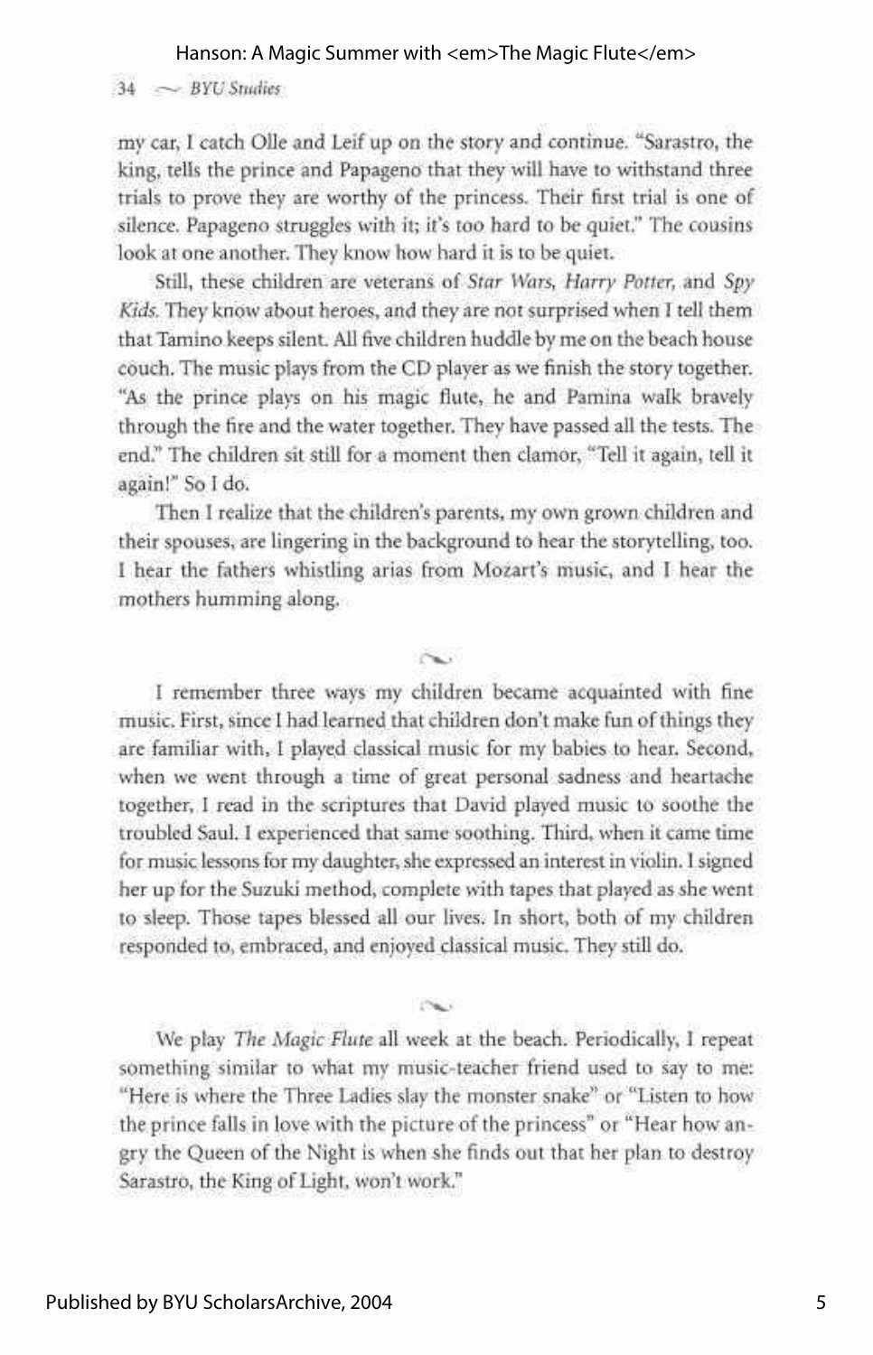my car, I catch Olle and Leif up on the story and continue. "Sarastro, the king, tells the prince and Papageno that they will have to withstand three trials to prove they are worthy of the princess. Their first trial is one of silence. Papageno struggles with it; it's too hard to be quiet." The cousins look at one another. They know how hard it is to be quiet.

Still, these children are veterans of *Star Wars*, *Harry Potter*, and *Spy Kids*. They know about heroes, and they are not surprised when I tell them that Tamino keeps silent. All five children huddle by me on the beach house couch. The music plays from the CD player as we finish the story together. "As the prince plays on his magic flute, he and Pamina walk bravely through the fire and the water together. They have passed all the tests. The end." The children sit still for a moment then clamor, "Tell it again, tell it again!" So I do.

Then I realize that the children's parents, my own grown children and their spouses, are lingering in the background to hear the storytelling, too. I hear the fathers whistling arias from Mozart's music, and I hear the mothers humming along.

~

I remember three ways my children became acquainted with fine music. First, since I had learned that children don't make fun of things they are familiar with, I played classical music for my babies to hear. Second, when we went through a time of great personal sadness and heartache together, I read in the scriptures that David played music to soothe the troubled Saul. I experienced that same soothing. Third, when it came time for music lessons for my daughter, she expressed an interest in violin. I signed her up for the Suzuki method, complete with tapes that played as she went to sleep. Those tapes blessed all our lives. In short, both of my children responded to, embraced, and enjoyed classical music. They still do.

~

We play *The Magic Flute* all week at the beach. Periodically, I repeat something similar to what my music-teacher friend used to say to me: "Here is where the Three Ladies slay the monster snake" or "Listen to how the prince falls in love with the picture of the princess" or "Hear how angry the Queen of the Night is when she finds out that her plan to destroy Sarastro, the King of Light, won't work."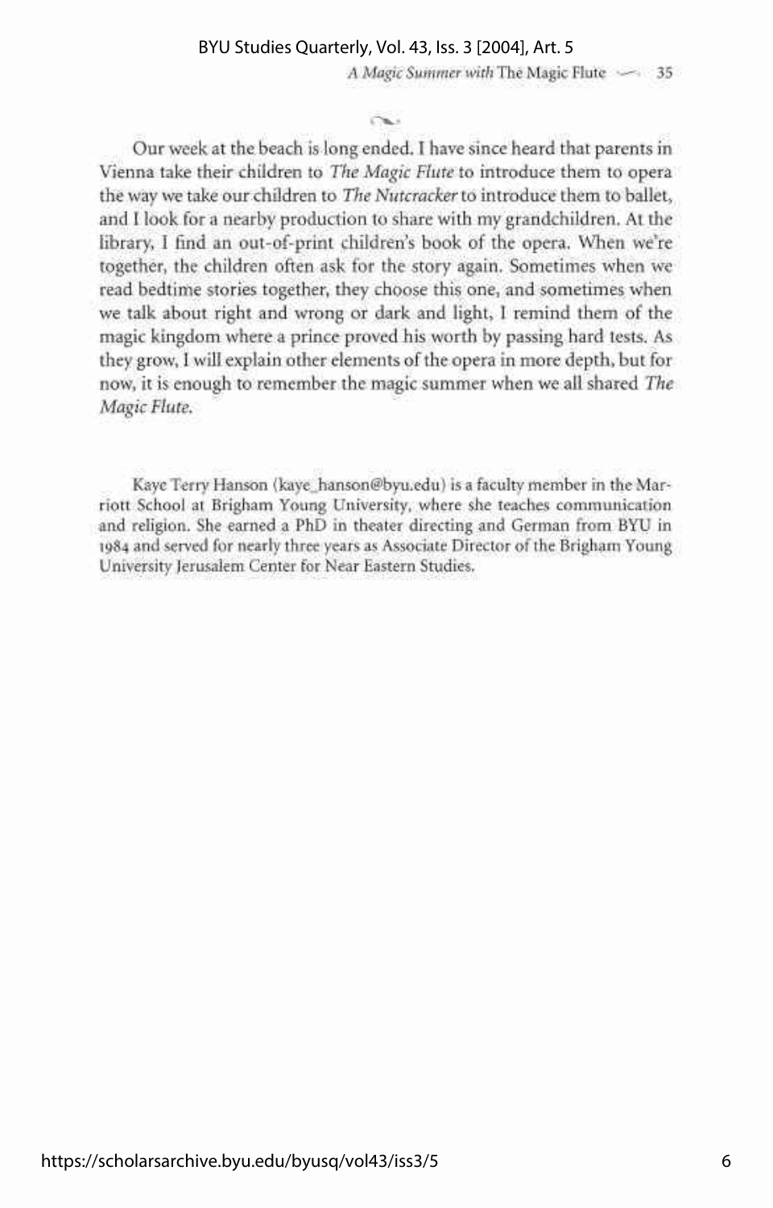Our week at the beach is long ended. I have since heard that parents in Vienna take their children to *The Magic Flute* to introduce them to opera the way we take our children to *The Nutcracker* to introduce them to ballet, and I look for a nearby production to share with my grandchildren. At the library, I find an out-of-print children's book of the opera. When we're together, the children often ask for the story again. Sometimes when we read bedtime stories together, they choose this one, and sometimes when we talk about right and wrong or dark and light, I remind them of the magic kingdom where a prince proved his worth by passing hard tests. As they grow, I will explain other elements of the opera in more depth, but for now, it is enough to remember the magic summer when we all shared *The Magic Flute*.

Kaye Terry Hanson (kaye_hanson@byu.edu) is a faculty member in the Marriott School at Brigham Young University, where she teaches communication and religion. She earned a PhD in theater directing and German from BYU in 1984 and served for nearly three years as Associate Director of the Brigham Young University Jerusalem Center for Near Eastern Studies.